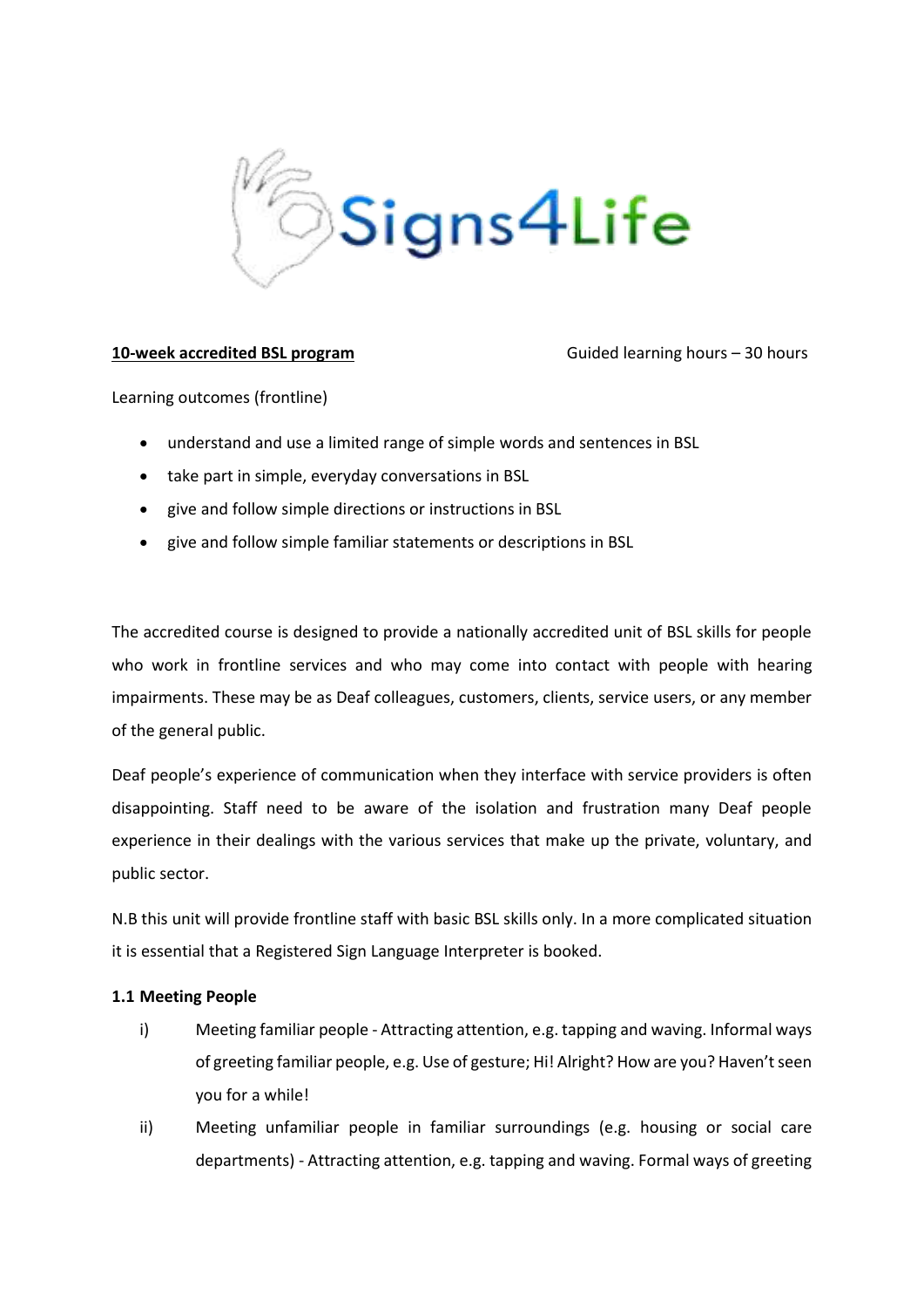Signs4Life

**10-week accredited BSL program**

Guided learning hours – 30 hours

Learning outcomes (frontline)

- understand and use a limited range of simple words and sentences in BSL
- take part in simple, everyday conversations in BSL
- give and follow simple directions or instructions in BSL
- give and follow simple familiar statements or descriptions in BSL

The accredited course is designed to provide a nationally accredited unit of BSL skills for people who work in frontline services and who may come into contact with people with hearing impairments. These may be as Deaf colleagues, customers, clients, service users, or any member of the general public.

Deaf people's experience of communication when they interface with service providers is often disappointing. Staff need to be aware of the isolation and frustration many Deaf people experience in their dealings with the various services that make up the private, voluntary, and public sector.

N.B this unit will provide frontline staff with basic BSL skills only. In a more complicated situation it is essential that a Registered Sign Language Interpreter is booked.

**1.1 Meeting People**

i) Meeting familiar people - Attracting attention, e.g. tapping and waving. Informal ways of greeting familiar people, e.g. Use of gesture; Hi! Alright? How are you? Haven't seen you for a while!

ii) Meeting unfamiliar people in familiar surroundings (e.g. housing or social care departments) - Attracting attention, e.g. tapping and waving. Formal ways of greeting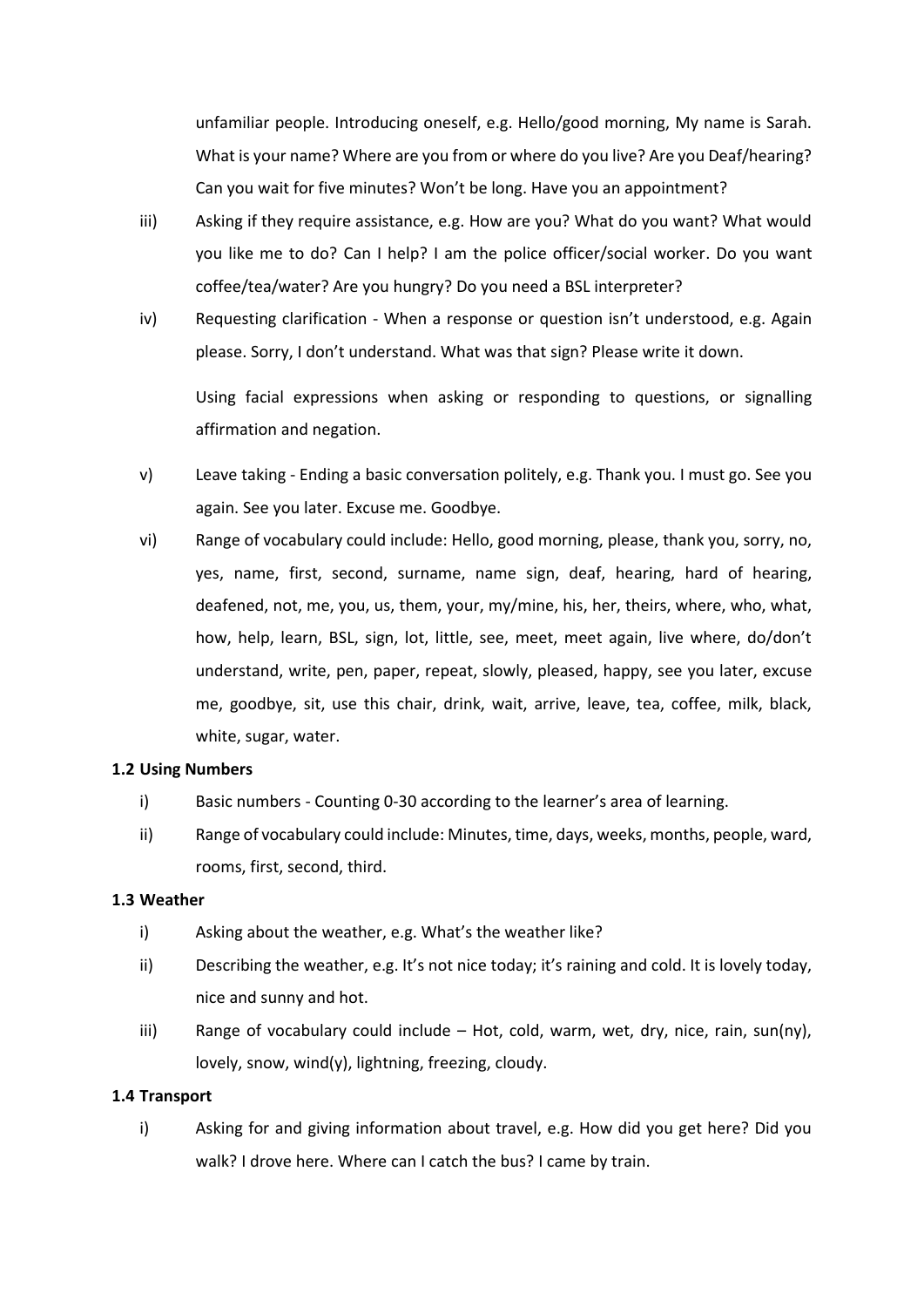unfamiliar people. Introducing oneself, e.g. Hello/good morning, My name is Sarah. What is your name? Where are you from or where do you live? Are you Deaf/hearing? Can you wait for five minutes? Won't be long. Have you an appointment?

iii) Asking if they require assistance, e.g. How are you? What do you want? What would you like me to do? Can I help? I am the police officer/social worker. Do you want coffee/tea/water? Are you hungry? Do you need a BSL interpreter?

iv) Requesting clarification - When a response or question isn't understood, e.g. Again please. Sorry, I don't understand. What was that sign? Please write it down.

   Using facial expressions when asking or responding to questions, or signalling affirmation and negation.

v) Leave taking - Ending a basic conversation politely, e.g. Thank you. I must go. See you again. See you later. Excuse me. Goodbye.

vi) Range of vocabulary could include: Hello, good morning, please, thank you, sorry, no, yes, name, first, second, surname, name sign, deaf, hearing, hard of hearing, deafened, not, me, you, us, them, your, my/mine, his, her, theirs, where, who, what, how, help, learn, BSL, sign, lot, little, see, meet, meet again, live where, do/don't understand, write, pen, paper, repeat, slowly, pleased, happy, see you later, excuse me, goodbye, sit, use this chair, drink, wait, arrive, leave, tea, coffee, milk, black, white, sugar, water.

**1.2 Using Numbers**

i) Basic numbers - Counting 0-30 according to the learner's area of learning.

ii) Range of vocabulary could include: Minutes, time, days, weeks, months, people, ward, rooms, first, second, third.

**1.3 Weather**

i) Asking about the weather, e.g. What's the weather like?

ii) Describing the weather, e.g. It's not nice today; it's raining and cold. It is lovely today, nice and sunny and hot.

iii) Range of vocabulary could include – Hot, cold, warm, wet, dry, nice, rain, sun(ny), lovely, snow, wind(y), lightning, freezing, cloudy.

**1.4 Transport**

i) Asking for and giving information about travel, e.g. How did you get here? Did you walk? I drove here. Where can I catch the bus? I came by train.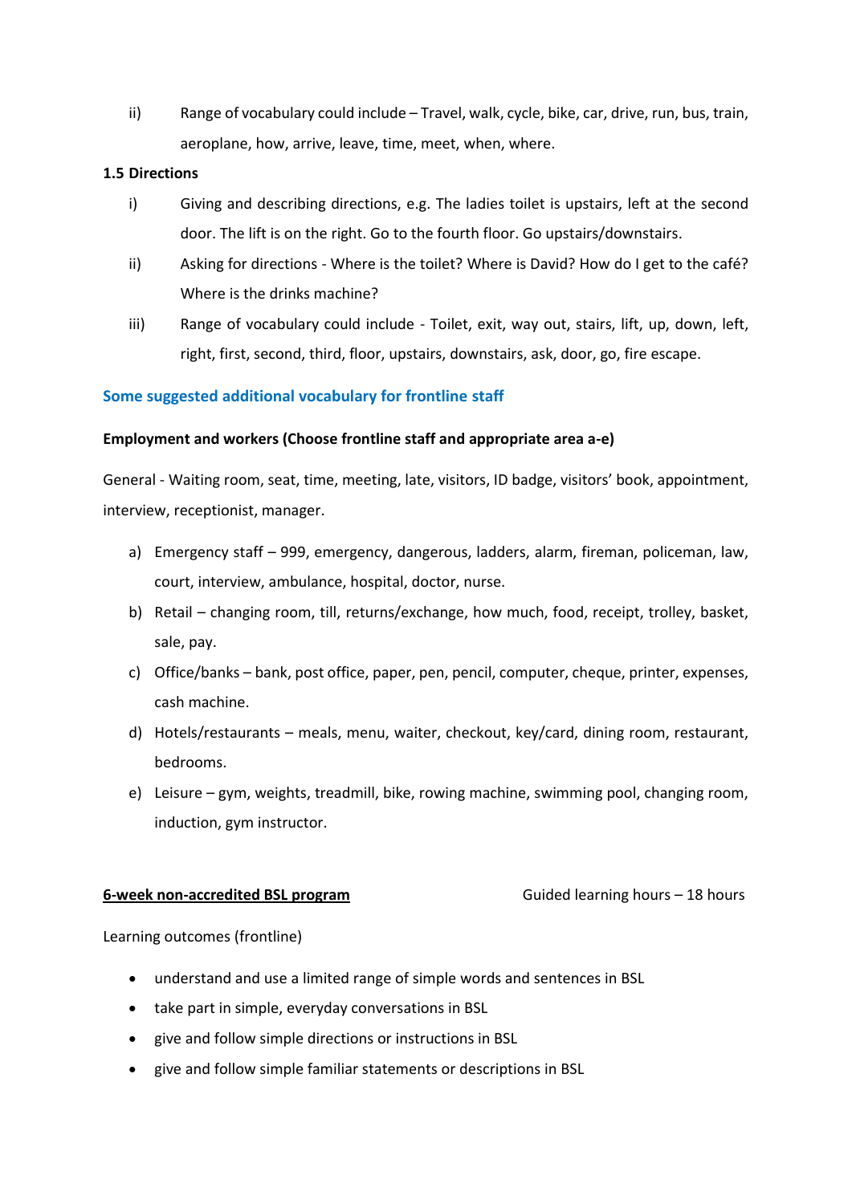ii) Range of vocabulary could include – Travel, walk, cycle, bike, car, drive, run, bus, train, aeroplane, how, arrive, leave, time, meet, when, where.

**1.5 Directions**

i) Giving and describing directions, e.g. The ladies toilet is upstairs, left at the second door. The lift is on the right. Go to the fourth floor. Go upstairs/downstairs.

ii) Asking for directions - Where is the toilet? Where is David? How do I get to the café? Where is the drinks machine?

iii) Range of vocabulary could include - Toilet, exit, way out, stairs, lift, up, down, left, right, first, second, third, floor, upstairs, downstairs, ask, door, go, fire escape.

## Some suggested additional vocabulary for frontline staff

**Employment and workers (Choose frontline staff and appropriate area a-e)**

General - Waiting room, seat, time, meeting, late, visitors, ID badge, visitors' book, appointment, interview, receptionist, manager.

a) Emergency staff – 999, emergency, dangerous, ladders, alarm, fireman, policeman, law, court, interview, ambulance, hospital, doctor, nurse.

b) Retail – changing room, till, returns/exchange, how much, food, receipt, trolley, basket, sale, pay.

c) Office/banks – bank, post office, paper, pen, pencil, computer, cheque, printer, expenses, cash machine.

d) Hotels/restaurants – meals, menu, waiter, checkout, key/card, dining room, restaurant, bedrooms.

e) Leisure – gym, weights, treadmill, bike, rowing machine, swimming pool, changing room, induction, gym instructor.

**<u>6-week non-accredited BSL program</u>** Guided learning hours – 18 hours

Learning outcomes (frontline)

- understand and use a limited range of simple words and sentences in BSL
- take part in simple, everyday conversations in BSL
- give and follow simple directions or instructions in BSL
- give and follow simple familiar statements or descriptions in BSL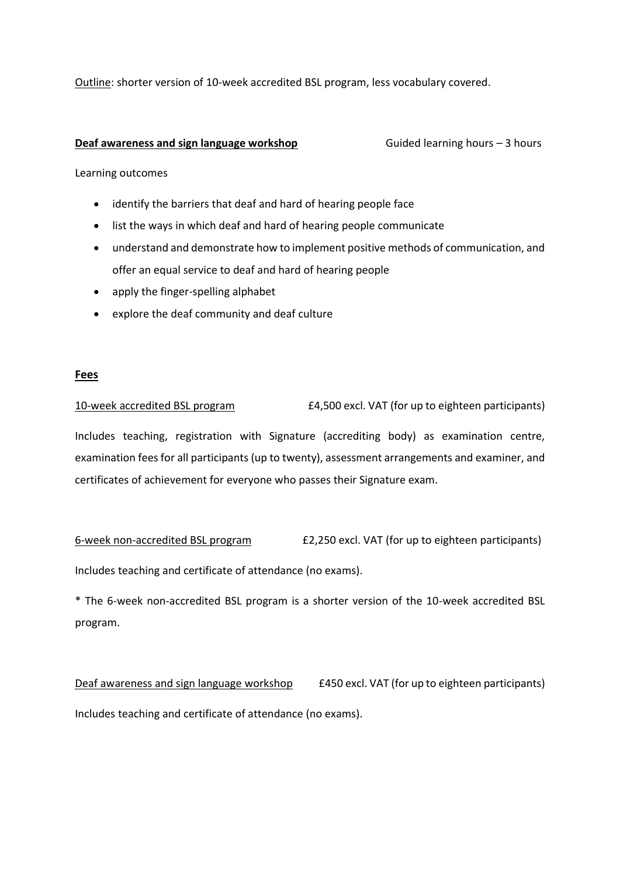<u>Outline</u>: shorter version of 10-week accredited BSL program, less vocabulary covered.

**<u>Deaf awareness and sign language workshop</u>** Guided learning hours – 3 hours

Learning outcomes

- identify the barriers that deaf and hard of hearing people face
- list the ways in which deaf and hard of hearing people communicate
- understand and demonstrate how to implement positive methods of communication, and offer an equal service to deaf and hard of hearing people
- apply the finger-spelling alphabet
- explore the deaf community and deaf culture

## <u>Fees</u>

<u>10-week accredited BSL program</u> £4,500 excl. VAT (for up to eighteen participants)

Includes teaching, registration with Signature (accrediting body) as examination centre, examination fees for all participants (up to twenty), assessment arrangements and examiner, and certificates of achievement for everyone who passes their Signature exam.

<u>6-week non-accredited BSL program</u> £2,250 excl. VAT (for up to eighteen participants)

Includes teaching and certificate of attendance (no exams).

* The 6-week non-accredited BSL program is a shorter version of the 10-week accredited BSL program.

<u>Deaf awareness and sign language workshop</u> £450 excl. VAT (for up to eighteen participants)

Includes teaching and certificate of attendance (no exams).